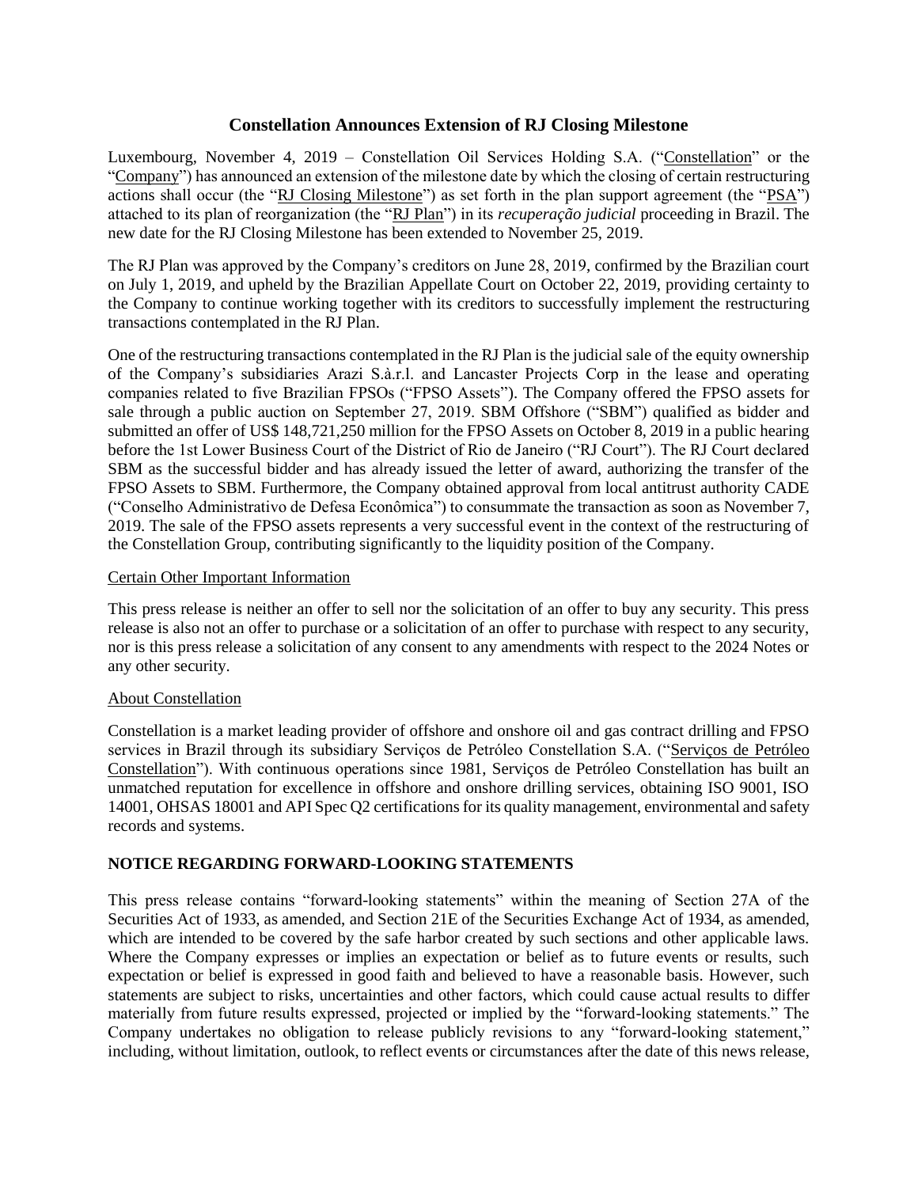# Constellation Announces Extension of RJ Closing Milestone

Luxembourg, November 4, 2019 – Constellation Oil Services Holding S.A. ("Constellation" or the "Company") has announced an extension of the milestone date by which the closing of certain restructuring actions shall occur (the "RJ Closing Milestone") as set forth in the plan support agreement (the "PSA") attached to its plan of reorganization (the "RJ Plan") in its *recuperação judicial* proceeding in Brazil. The new date for the RJ Closing Milestone has been extended to November 25, 2019.

The RJ Plan was approved by the Company's creditors on June 28, 2019, confirmed by the Brazilian court on July 1, 2019, and upheld by the Brazilian Appellate Court on October 22, 2019, providing certainty to the Company to continue working together with its creditors to successfully implement the restructuring transactions contemplated in the RJ Plan.

One of the restructuring transactions contemplated in the RJ Plan is the judicial sale of the equity ownership of the Company's subsidiaries Arazi S.à.r.l. and Lancaster Projects Corp in the lease and operating companies related to five Brazilian FPSOs ("FPSO Assets"). The Company offered the FPSO assets for sale through a public auction on September 27, 2019. SBM Offshore ("SBM") qualified as bidder and submitted an offer of US$ 148,721,250 million for the FPSO Assets on October 8, 2019 in a public hearing before the 1st Lower Business Court of the District of Rio de Janeiro ("RJ Court"). The RJ Court declared SBM as the successful bidder and has already issued the letter of award, authorizing the transfer of the FPSO Assets to SBM. Furthermore, the Company obtained approval from local antitrust authority CADE ("Conselho Administrativo de Defesa Econômica") to consummate the transaction as soon as November 7, 2019. The sale of the FPSO assets represents a very successful event in the context of the restructuring of the Constellation Group, contributing significantly to the liquidity position of the Company.

## Certain Other Important Information

This press release is neither an offer to sell nor the solicitation of an offer to buy any security. This press release is also not an offer to purchase or a solicitation of an offer to purchase with respect to any security, nor is this press release a solicitation of any consent to any amendments with respect to the 2024 Notes or any other security.

## About Constellation

Constellation is a market leading provider of offshore and onshore oil and gas contract drilling and FPSO services in Brazil through its subsidiary Serviços de Petróleo Constellation S.A. ("Serviços de Petróleo Constellation"). With continuous operations since 1981, Serviços de Petróleo Constellation has built an unmatched reputation for excellence in offshore and onshore drilling services, obtaining ISO 9001, ISO 14001, OHSAS 18001 and API Spec Q2 certifications for its quality management, environmental and safety records and systems.

## NOTICE REGARDING FORWARD-LOOKING STATEMENTS

This press release contains "forward-looking statements" within the meaning of Section 27A of the Securities Act of 1933, as amended, and Section 21E of the Securities Exchange Act of 1934, as amended, which are intended to be covered by the safe harbor created by such sections and other applicable laws. Where the Company expresses or implies an expectation or belief as to future events or results, such expectation or belief is expressed in good faith and believed to have a reasonable basis. However, such statements are subject to risks, uncertainties and other factors, which could cause actual results to differ materially from future results expressed, projected or implied by the "forward-looking statements." The Company undertakes no obligation to release publicly revisions to any "forward-looking statement," including, without limitation, outlook, to reflect events or circumstances after the date of this news release,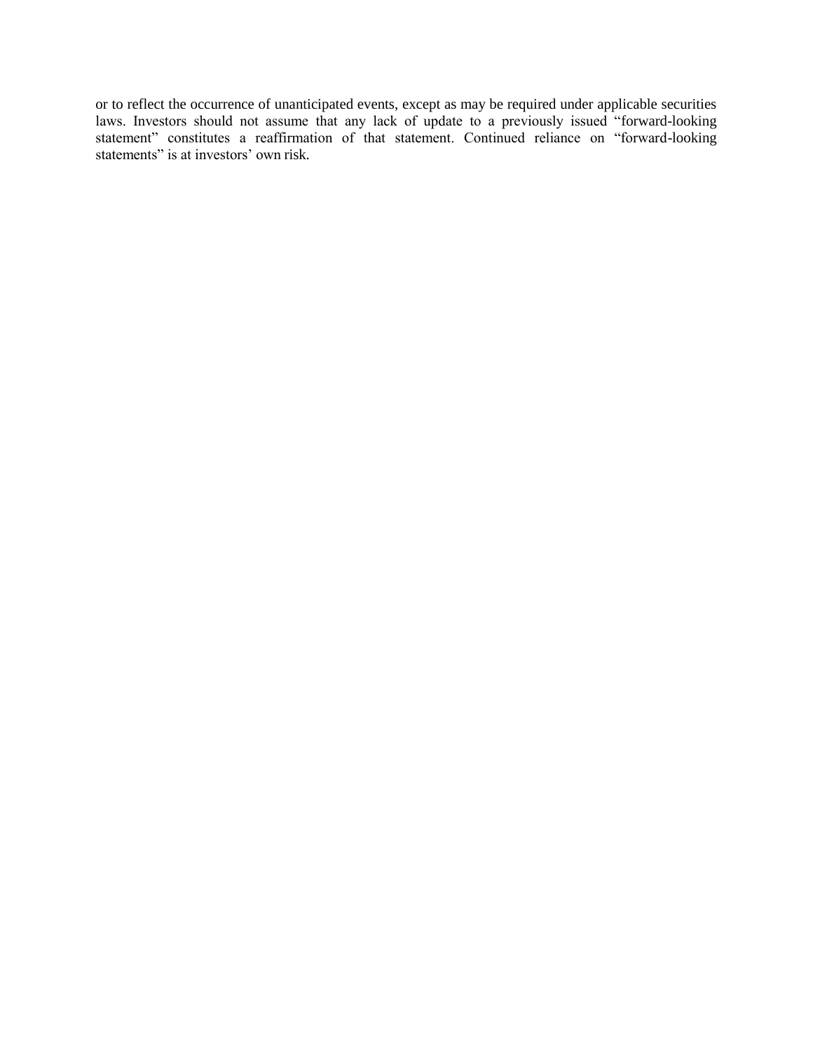or to reflect the occurrence of unanticipated events, except as may be required under applicable securities laws. Investors should not assume that any lack of update to a previously issued "forward-looking statement" constitutes a reaffirmation of that statement. Continued reliance on "forward-looking statements" is at investors' own risk.